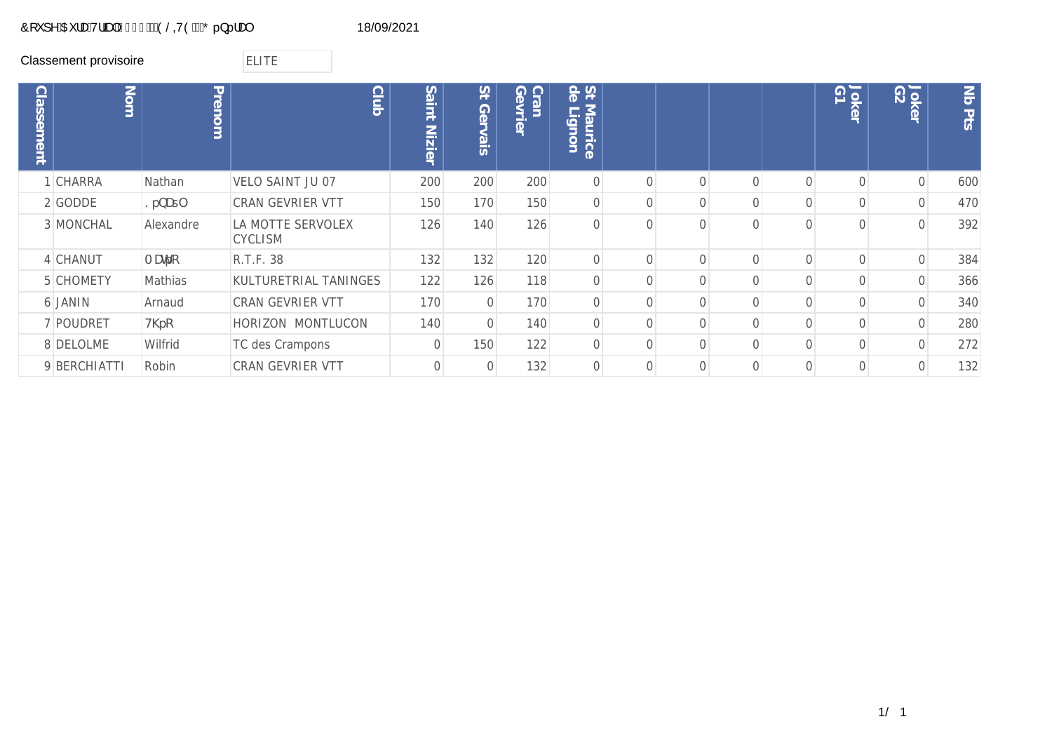Coupe Aura Tral ELITE Général 18/09/2021

Classement provisoire ELITE

| Classement | Nom | Prenom | Club | Saint Nizier | St Gervais | Cran Gevrier | St Maurice de Lignon | | | | | Joker G1 | Joker G2 | Nb Pts |
|---|---|---|---|---|---|---|---|---|---|---|---|---|---|---|
| 1 | CHARRA | Nathan | VELO SAINT JU 07 | 200 | 200 | 200 | 0 | 0 | 0 | 0 | 0 | 0 | 0 | 600 |
| 2 | GODDE | Kénaël | CRAN GEVRIER VTT | 150 | 170 | 150 | 0 | 0 | 0 | 0 | 0 | 0 | 0 | 470 |
| 3 | MONCHAL | Alexandre | LA MOTTE SERVOLEX CYCLISM | 126 | 140 | 126 | 0 | 0 | 0 | 0 | 0 | 0 | 0 | 392 |
| 4 | CHANUT | Matéo | R.T.F. 38 | 132 | 132 | 120 | 0 | 0 | 0 | 0 | 0 | 0 | 0 | 384 |
| 5 | CHOMETY | Mathias | KULTURETRIAL TANINGES | 122 | 126 | 118 | 0 | 0 | 0 | 0 | 0 | 0 | 0 | 366 |
| 6 | JANIN | Arnaud | CRAN GEVRIER VTT | 170 | 0 | 170 | 0 | 0 | 0 | 0 | 0 | 0 | 0 | 340 |
| 7 | POUDRET | Théo | HORIZON MONTLUCON | 140 | 0 | 140 | 0 | 0 | 0 | 0 | 0 | 0 | 0 | 280 |
| 8 | DELOLME | Wilfrid | TC des Crampons | 0 | 150 | 122 | 0 | 0 | 0 | 0 | 0 | 0 | 0 | 272 |
| 9 | BERCHIATTI | Robin | CRAN GEVRIER VTT | 0 | 0 | 132 | 0 | 0 | 0 | 0 | 0 | 0 | 0 | 132 |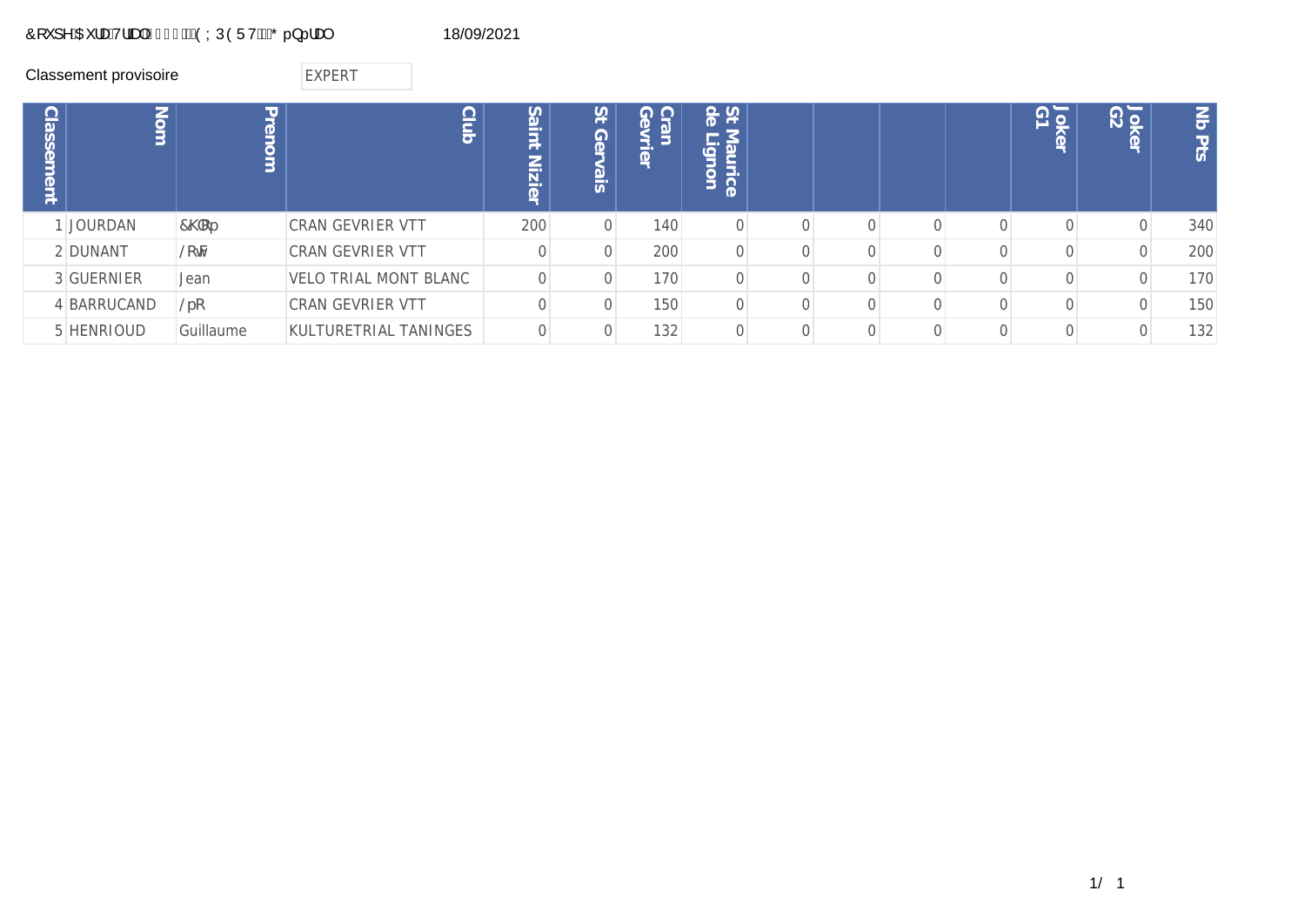&RXSH$XUD7UDO(;3(57* pQpUDO 18/09/2021

Classement provisoire EXPERT

| Classement | Nom | Prenom | Club | Saint Nizier | St Gervais | Cran Gevrier | St Maurice de Lignon | | | | | Joker G1 | Joker G2 | Nb Pts |
|---|---|---|---|---|---|---|---|---|---|---|---|---|---|---|
| 1 | JOURDAN | &KOp | CRAN GEVRIER VTT | 200 | 0 | 140 | 0 | 0 | 0 | 0 | 0 | 0 | 0 | 340 |
| 2 | DUNANT | /RuF | CRAN GEVRIER VTT | 0 | 0 | 200 | 0 | 0 | 0 | 0 | 0 | 0 | 0 | 200 |
| 3 | GUERNIER | Jean | VELO TRIAL MONT BLANC | 0 | 0 | 170 | 0 | 0 | 0 | 0 | 0 | 0 | 0 | 170 |
| 4 | BARRUCAND | /pR | CRAN GEVRIER VTT | 0 | 0 | 150 | 0 | 0 | 0 | 0 | 0 | 0 | 0 | 150 |
| 5 | HENRIOUD | Guillaume | KULTURETRIAL TANINGES | 0 | 0 | 132 | 0 | 0 | 0 | 0 | 0 | 0 | 0 | 132 |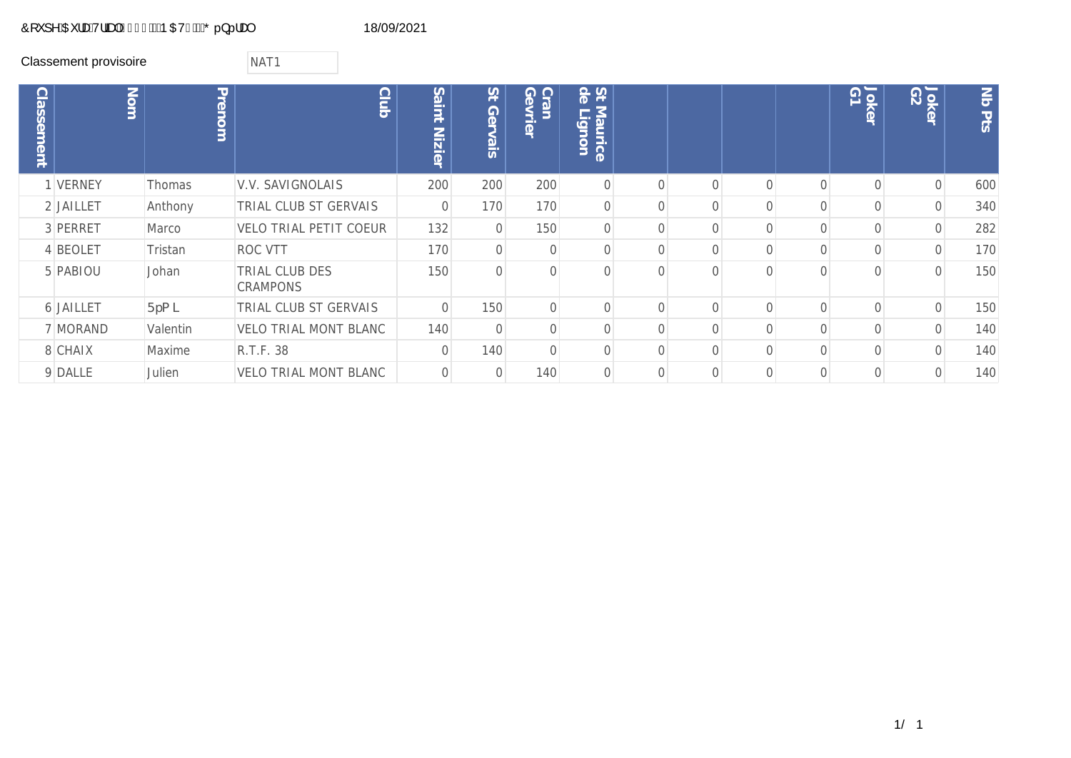Classement provisoire NAT1

| Classement | Nom | Prenom | Club | Saint Nizier | St Gervais | Cran Gevrier | St Maurice de Lignon | | | | | Joker G1 | Joker G2 | Nb Pts |
|---|---|---|---|---|---|---|---|---|---|---|---|---|---|---|
| 1 | VERNEY | Thomas | V.V. SAVIGNOLAIS | 200 | 200 | 200 | 0 | 0 | 0 | 0 | 0 | 0 | 0 | 600 |
| 2 | JAILLET | Anthony | TRIAL CLUB ST GERVAIS | 0 | 170 | 170 | 0 | 0 | 0 | 0 | 0 | 0 | 0 | 340 |
| 3 | PERRET | Marco | VELO TRIAL PETIT COEUR | 132 | 0 | 150 | 0 | 0 | 0 | 0 | 0 | 0 | 0 | 282 |
| 4 | BEOLET | Tristan | ROC VTT | 170 | 0 | 0 | 0 | 0 | 0 | 0 | 0 | 0 | 0 | 170 |
| 5 | PABIOU | Johan | TRIAL CLUB DES CRAMPONS | 150 | 0 | 0 | 0 | 0 | 0 | 0 | 0 | 0 | 0 | 150 |
| 6 | JAILLET | Rémi | TRIAL CLUB ST GERVAIS | 0 | 150 | 0 | 0 | 0 | 0 | 0 | 0 | 0 | 0 | 150 |
| 7 | MORAND | Valentin | VELO TRIAL MONT BLANC | 140 | 0 | 0 | 0 | 0 | 0 | 0 | 0 | 0 | 0 | 140 |
| 8 | CHAIX | Maxime | R.T.F. 38 | 0 | 140 | 0 | 0 | 0 | 0 | 0 | 0 | 0 | 0 | 140 |
| 9 | DALLE | Julien | VELO TRIAL MONT BLANC | 0 | 0 | 140 | 0 | 0 | 0 | 0 | 0 | 0 | 0 | 140 |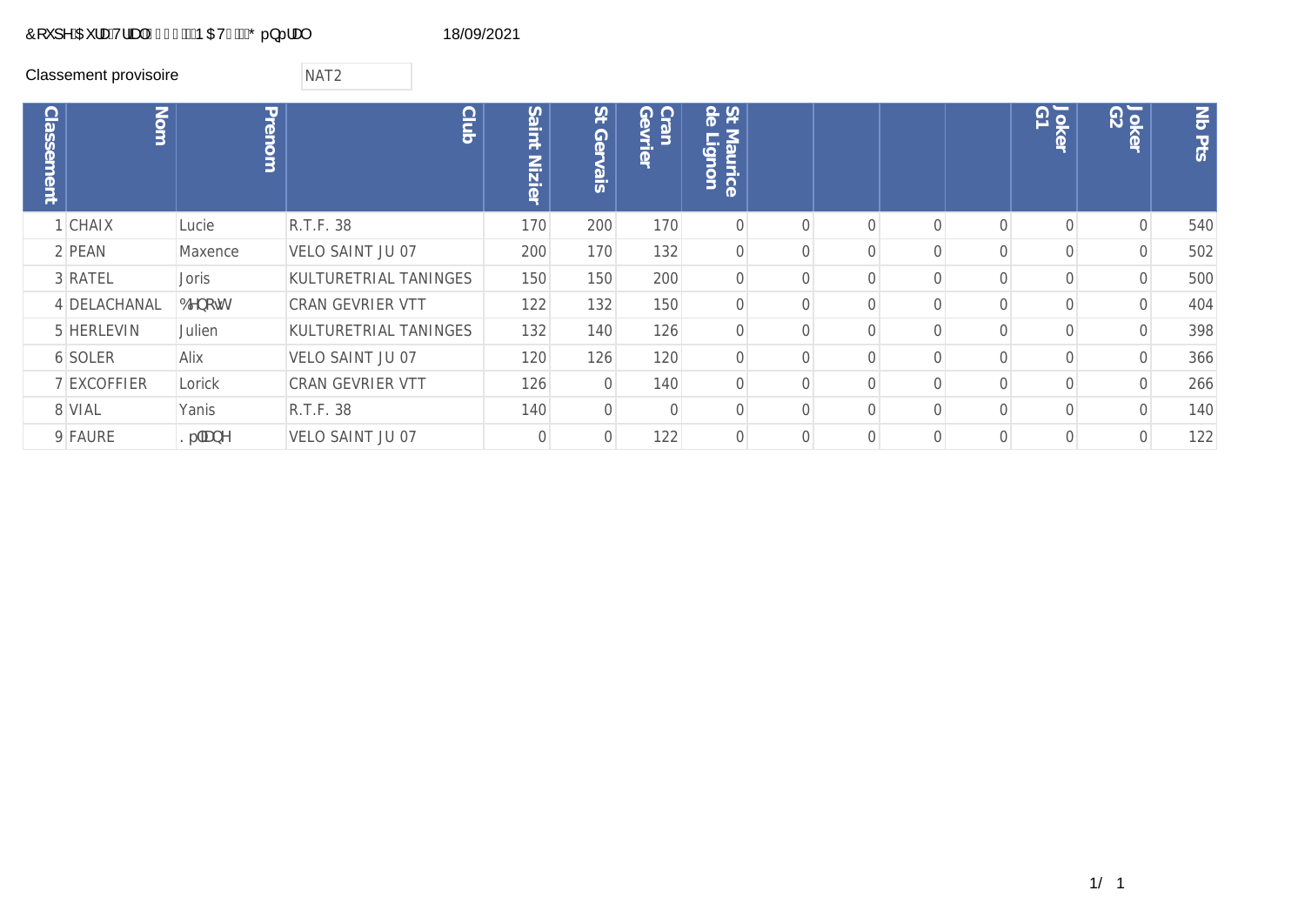18/09/2021

Classement provisoire NAT2

| Classement | Nom | Prenom | Club | Saint Nizier | St Gervais | Cran Gevrier | St Maurice de Lignon | | | | | Joker G1 | Joker G2 | Nb Pts |
|---|---|---|---|---|---|---|---|---|---|---|---|---|---|---|
| 1 | CHAIX | Lucie | R.T.F. 38 | 170 | 200 | 170 | 0 | 0 | 0 | 0 | 0 | 0 | 0 | 540 |
| 2 | PEAN | Maxence | VELO SAINT JU 07 | 200 | 170 | 132 | 0 | 0 | 0 | 0 | 0 | 0 | 0 | 502 |
| 3 | RATEL | Joris | KULTURETRIAL TANINGES | 150 | 150 | 200 | 0 | 0 | 0 | 0 | 0 | 0 | 0 | 500 |
| 4 | DELACHANAL | Benoît | CRAN GEVRIER VTT | 122 | 132 | 150 | 0 | 0 | 0 | 0 | 0 | 0 | 0 | 404 |
| 5 | HERLEVIN | Julien | KULTURETRIAL TANINGES | 132 | 140 | 126 | 0 | 0 | 0 | 0 | 0 | 0 | 0 | 398 |
| 6 | SOLER | Alix | VELO SAINT JU 07 | 120 | 126 | 120 | 0 | 0 | 0 | 0 | 0 | 0 | 0 | 366 |
| 7 | EXCOFFIER | Lorick | CRAN GEVRIER VTT | 126 | 0 | 140 | 0 | 0 | 0 | 0 | 0 | 0 | 0 | 266 |
| 8 | VIAL | Yanis | R.T.F. 38 | 140 | 0 | 0 | 0 | 0 | 0 | 0 | 0 | 0 | 0 | 140 |
| 9 | FAURE | Kéliane | VELO SAINT JU 07 | 0 | 0 | 122 | 0 | 0 | 0 | 0 | 0 | 0 | 0 | 122 |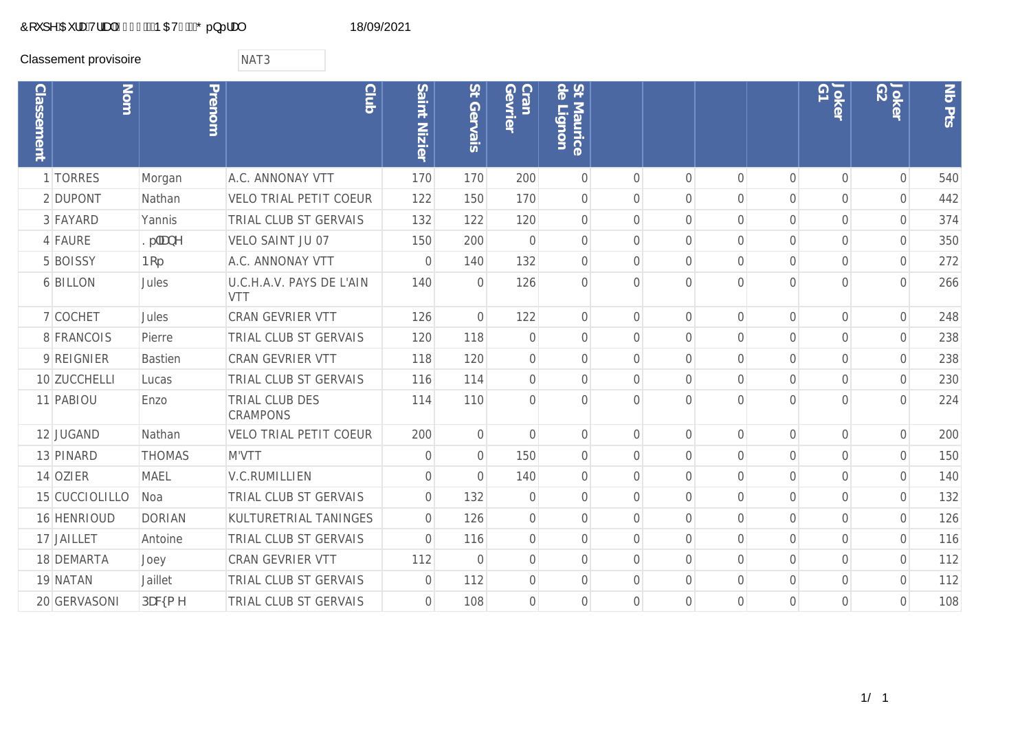Coupe Aura Trial 2021 NAT3 Général 18/09/2021

Classement provisoire NAT3

| Classement | Nom | Prenom | Club | Saint Nizier | St Gervais | Cran Gevrier | St Maurice de Lignon | | | | | Joker G1 | Joker G2 | Nb Pts |
|---|---|---|---|---|---|---|---|---|---|---|---|---|---|---|
| 1 | TORRES | Morgan | A.C. ANNONAY VTT | 170 | 170 | 200 | 0 | 0 | 0 | 0 | 0 | 0 | 0 | 540 |
| 2 | DUPONT | Nathan | VELO TRIAL PETIT COEUR | 122 | 150 | 170 | 0 | 0 | 0 | 0 | 0 | 0 | 0 | 442 |
| 3 | FAYARD | Yannis | TRIAL CLUB ST GERVAIS | 132 | 122 | 120 | 0 | 0 | 0 | 0 | 0 | 0 | 0 | 374 |
| 4 | FAURE | Kéliane | VELO SAINT JU 07 | 150 | 200 | 0 | 0 | 0 | 0 | 0 | 0 | 0 | 0 | 350 |
| 5 | BOISSY | Noé | A.C. ANNONAY VTT | 0 | 140 | 132 | 0 | 0 | 0 | 0 | 0 | 0 | 0 | 272 |
| 6 | BILLON | Jules | U.C.H.A.V. PAYS DE L'AIN VTT | 140 | 0 | 126 | 0 | 0 | 0 | 0 | 0 | 0 | 0 | 266 |
| 7 | COCHET | Jules | CRAN GEVRIER VTT | 126 | 0 | 122 | 0 | 0 | 0 | 0 | 0 | 0 | 0 | 248 |
| 8 | FRANCOIS | Pierre | TRIAL CLUB ST GERVAIS | 120 | 118 | 0 | 0 | 0 | 0 | 0 | 0 | 0 | 0 | 238 |
| 9 | REIGNIER | Bastien | CRAN GEVRIER VTT | 118 | 120 | 0 | 0 | 0 | 0 | 0 | 0 | 0 | 0 | 238 |
| 10 | ZUCCHELLI | Lucas | TRIAL CLUB ST GERVAIS | 116 | 114 | 0 | 0 | 0 | 0 | 0 | 0 | 0 | 0 | 230 |
| 11 | PABIOU | Enzo | TRIAL CLUB DES CRAMPONS | 114 | 110 | 0 | 0 | 0 | 0 | 0 | 0 | 0 | 0 | 224 |
| 12 | JUGAND | Nathan | VELO TRIAL PETIT COEUR | 200 | 0 | 0 | 0 | 0 | 0 | 0 | 0 | 0 | 0 | 200 |
| 13 | PINARD | THOMAS | M'VTT | 0 | 0 | 150 | 0 | 0 | 0 | 0 | 0 | 0 | 0 | 150 |
| 14 | OZIER | MAEL | V.C.RUMILLIEN | 0 | 0 | 140 | 0 | 0 | 0 | 0 | 0 | 0 | 0 | 140 |
| 15 | CUCCIOLILLO | Noa | TRIAL CLUB ST GERVAIS | 0 | 132 | 0 | 0 | 0 | 0 | 0 | 0 | 0 | 0 | 132 |
| 16 | HENRIOUD | DORIAN | KULTURETRIAL TANINGES | 0 | 126 | 0 | 0 | 0 | 0 | 0 | 0 | 0 | 0 | 126 |
| 17 | JAILLET | Antoine | TRIAL CLUB ST GERVAIS | 0 | 116 | 0 | 0 | 0 | 0 | 0 | 0 | 0 | 0 | 116 |
| 18 | DEMARTA | Joey | CRAN GEVRIER VTT | 112 | 0 | 0 | 0 | 0 | 0 | 0 | 0 | 0 | 0 | 112 |
| 19 | NATAN | Jaillet | TRIAL CLUB ST GERVAIS | 0 | 112 | 0 | 0 | 0 | 0 | 0 | 0 | 0 | 0 | 112 |
| 20 | GERVASONI | Pacôme | TRIAL CLUB ST GERVAIS | 0 | 108 | 0 | 0 | 0 | 0 | 0 | 0 | 0 | 0 | 108 |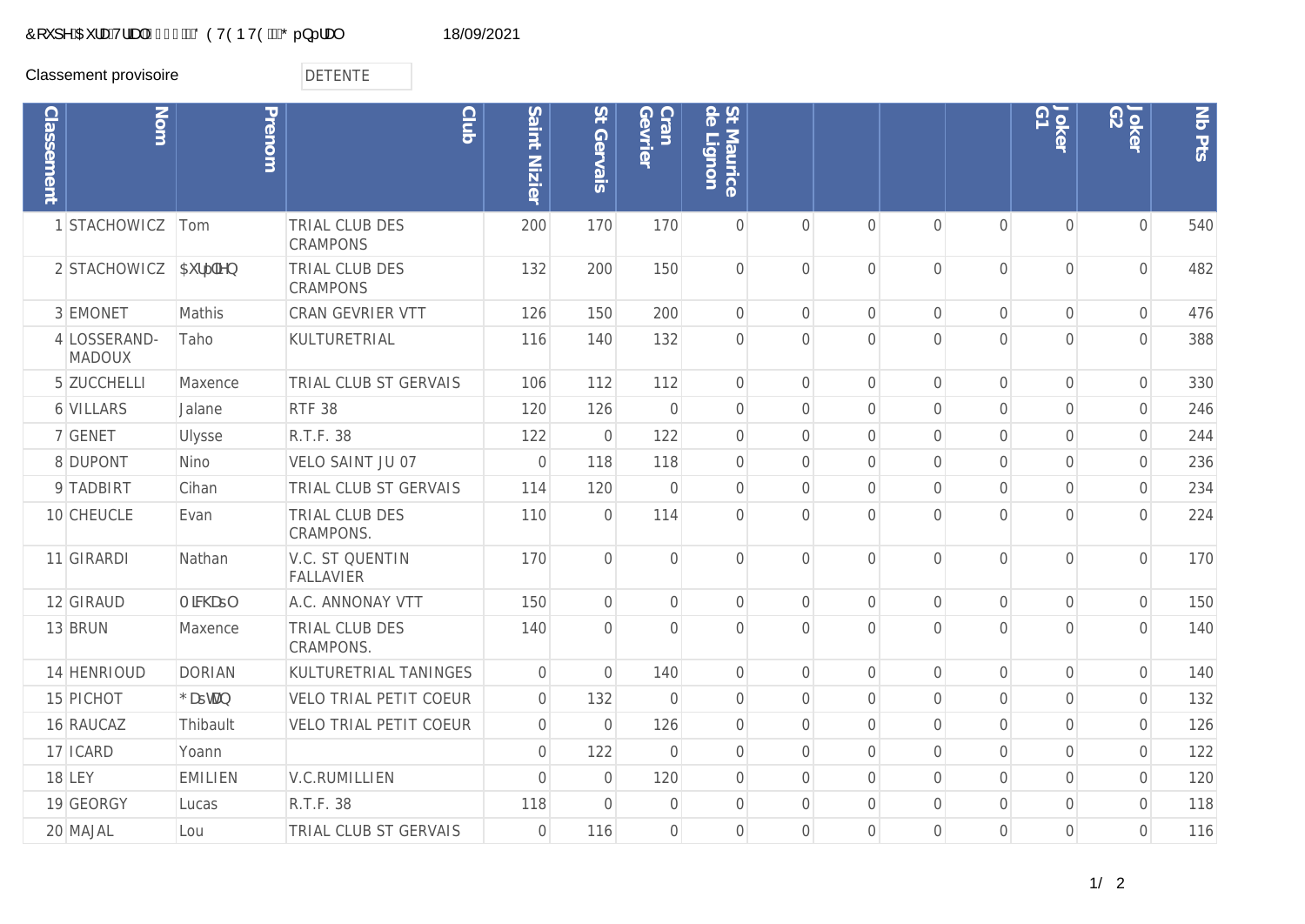&RXSH$XUD7UDO' (7(17(* pQpUDO 18/09/2021

Classement provisoire DETENTE

| Classement | Nom | Prenom | Club | Saint Nizier | St Gervais | Cran Gevrier | St Maurice de Lignon | | | | | Joker G1 | Joker G2 | Nb Pts |
|---|---|---|---|---|---|---|---|---|---|---|---|---|---|---|
| 1 | STACHOWICZ | Tom | TRIAL CLUB DES CRAMPONS | 200 | 170 | 170 | 0 | 0 | 0 | 0 | 0 | 0 | 0 | 540 |
| 2 | STACHOWICZ | $XUpOLHQ | TRIAL CLUB DES CRAMPONS | 132 | 200 | 150 | 0 | 0 | 0 | 0 | 0 | 0 | 0 | 482 |
| 3 | EMONET | Mathis | CRAN GEVRIER VTT | 126 | 150 | 200 | 0 | 0 | 0 | 0 | 0 | 0 | 0 | 476 |
| 4 | LOSSERAND-MADOUX | Taho | KULTURETRIAL | 116 | 140 | 132 | 0 | 0 | 0 | 0 | 0 | 0 | 0 | 388 |
| 5 | ZUCCHELLI | Maxence | TRIAL CLUB ST GERVAIS | 106 | 112 | 112 | 0 | 0 | 0 | 0 | 0 | 0 | 0 | 330 |
| 6 | VILLARS | Jalane | RTF 38 | 120 | 126 | 0 | 0 | 0 | 0 | 0 | 0 | 0 | 0 | 246 |
| 7 | GENET | Ulysse | R.T.F. 38 | 122 | 0 | 122 | 0 | 0 | 0 | 0 | 0 | 0 | 0 | 244 |
| 8 | DUPONT | Nino | VELO SAINT JU 07 | 0 | 118 | 118 | 0 | 0 | 0 | 0 | 0 | 0 | 0 | 236 |
| 9 | TADBIRT | Cihan | TRIAL CLUB ST GERVAIS | 114 | 120 | 0 | 0 | 0 | 0 | 0 | 0 | 0 | 0 | 234 |
| 10 | CHEUCLE | Evan | TRIAL CLUB DES CRAMPONS. | 110 | 0 | 114 | 0 | 0 | 0 | 0 | 0 | 0 | 0 | 224 |
| 11 | GIRARDI | Nathan | V.C. ST QUENTIN FALLAVIER | 170 | 0 | 0 | 0 | 0 | 0 | 0 | 0 | 0 | 0 | 170 |
| 12 | GIRAUD | 0LFKDsO | A.C. ANNONAY VTT | 150 | 0 | 0 | 0 | 0 | 0 | 0 | 0 | 0 | 0 | 150 |
| 13 | BRUN | Maxence | TRIAL CLUB DES CRAMPONS. | 140 | 0 | 0 | 0 | 0 | 0 | 0 | 0 | 0 | 0 | 140 |
| 14 | HENRIOUD | DORIAN | KULTURETRIAL TANINGES | 0 | 0 | 140 | 0 | 0 | 0 | 0 | 0 | 0 | 0 | 140 |
| 15 | PICHOT | *DsWDQ | VELO TRIAL PETIT COEUR | 0 | 132 | 0 | 0 | 0 | 0 | 0 | 0 | 0 | 0 | 132 |
| 16 | RAUCAZ | Thibault | VELO TRIAL PETIT COEUR | 0 | 0 | 126 | 0 | 0 | 0 | 0 | 0 | 0 | 0 | 126 |
| 17 | ICARD | Yoann | | 0 | 122 | 0 | 0 | 0 | 0 | 0 | 0 | 0 | 0 | 122 |
| 18 | LEY | EMILIEN | V.C.RUMILLIEN | 0 | 0 | 120 | 0 | 0 | 0 | 0 | 0 | 0 | 0 | 120 |
| 19 | GEORGY | Lucas | R.T.F. 38 | 118 | 0 | 0 | 0 | 0 | 0 | 0 | 0 | 0 | 0 | 118 |
| 20 | MAJAL | Lou | TRIAL CLUB ST GERVAIS | 0 | 116 | 0 | 0 | 0 | 0 | 0 | 0 | 0 | 0 | 116 |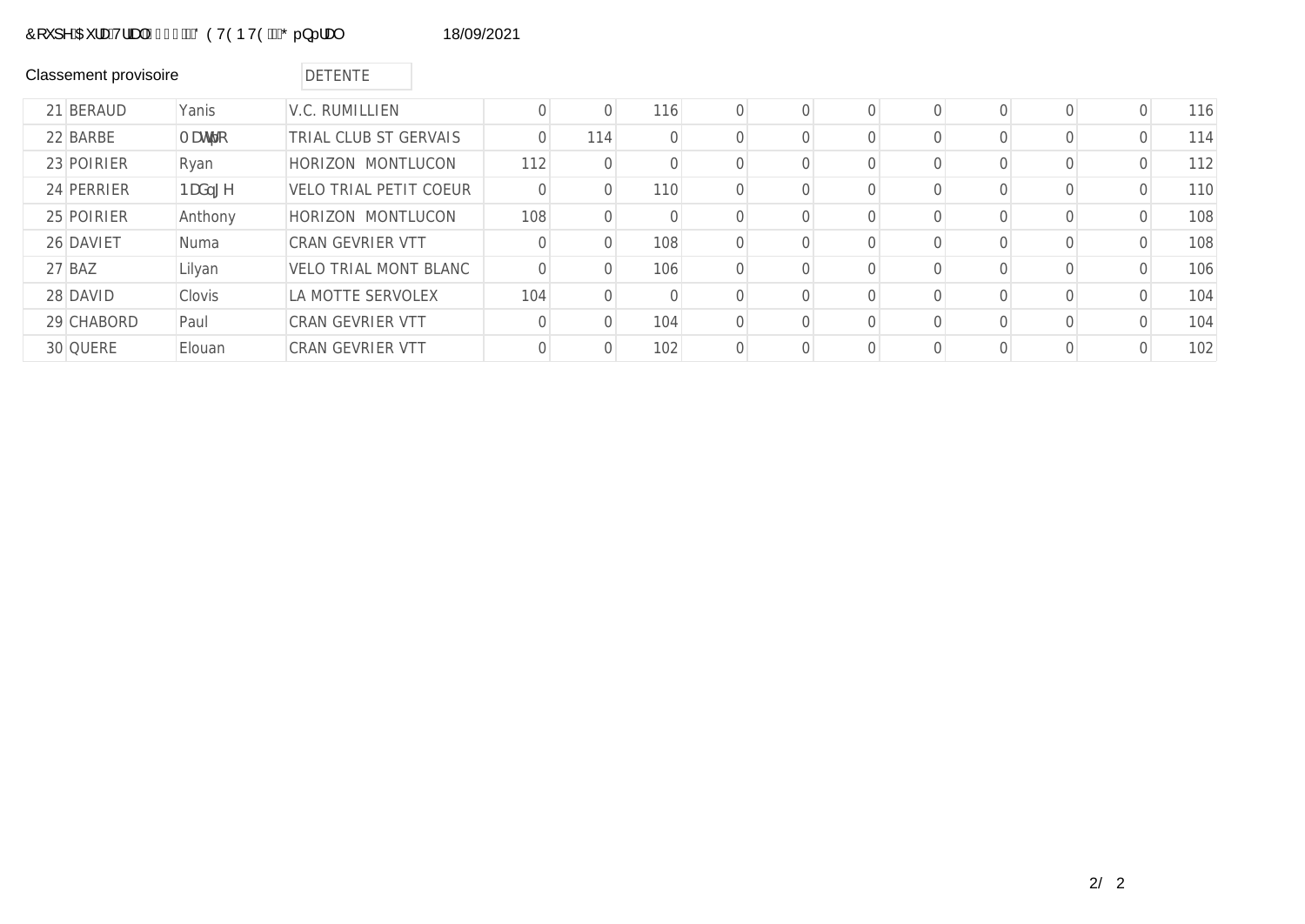Classement provisoire

DETENTE

| | | | | | | | | | | | | | | |
|---|---|---|---|---|---|---|---|---|---|---|---|---|---|---|
| 21 | BERAUD | Yanis | V.C. RUMILLIEN | 0 | 0 | 116 | 0 | 0 | 0 | 0 | 0 | 0 | 0 | 116 |
| 22 | BARBE | Mattéo | TRIAL CLUB ST GERVAIS | 0 | 114 | 0 | 0 | 0 | 0 | 0 | 0 | 0 | 0 | 114 |
| 23 | POIRIER | Ryan | HORIZON MONTLUCON | 112 | 0 | 0 | 0 | 0 | 0 | 0 | 0 | 0 | 0 | 112 |
| 24 | PERRIER | Nadège | VELO TRIAL PETIT COEUR | 0 | 0 | 110 | 0 | 0 | 0 | 0 | 0 | 0 | 0 | 110 |
| 25 | POIRIER | Anthony | HORIZON MONTLUCON | 108 | 0 | 0 | 0 | 0 | 0 | 0 | 0 | 0 | 0 | 108 |
| 26 | DAVIET | Numa | CRAN GEVRIER VTT | 0 | 0 | 108 | 0 | 0 | 0 | 0 | 0 | 0 | 0 | 108 |
| 27 | BAZ | Lilyan | VELO TRIAL MONT BLANC | 0 | 0 | 106 | 0 | 0 | 0 | 0 | 0 | 0 | 0 | 106 |
| 28 | DAVID | Clovis | LA MOTTE SERVOLEX | 104 | 0 | 0 | 0 | 0 | 0 | 0 | 0 | 0 | 0 | 104 |
| 29 | CHABORD | Paul | CRAN GEVRIER VTT | 0 | 0 | 104 | 0 | 0 | 0 | 0 | 0 | 0 | 0 | 104 |
| 30 | QUERE | Elouan | CRAN GEVRIER VTT | 0 | 0 | 102 | 0 | 0 | 0 | 0 | 0 | 0 | 0 | 102 |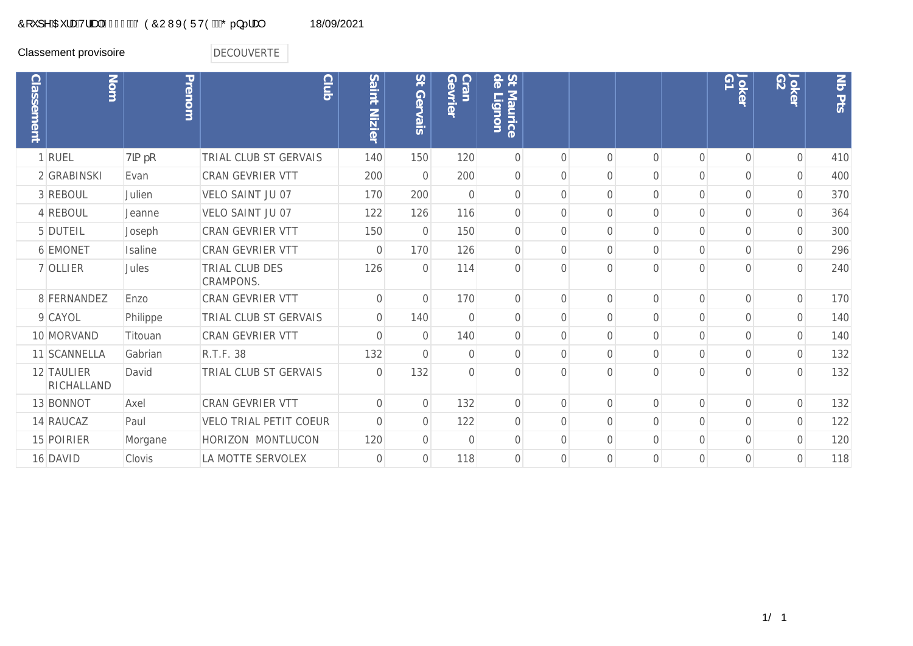Coupe Aura Trial 2021 DECOUVERTE Général 18/09/2021

Classement provisoire DECOUVERTE

| Classement | Nom | Prenom | Club | Saint Nizier | St Gervais | Cran Gevrier | St Maurice de Lignon | | | | | Joker G1 | Joker G2 | Nb Pts |
|---|---|---|---|---|---|---|---|---|---|---|---|---|---|---|
| 1 | RUEL | Timéo | TRIAL CLUB ST GERVAIS | 140 | 150 | 120 | 0 | 0 | 0 | 0 | 0 | 0 | 0 | 410 |
| 2 | GRABINSKI | Evan | CRAN GEVRIER VTT | 200 | 0 | 200 | 0 | 0 | 0 | 0 | 0 | 0 | 0 | 400 |
| 3 | REBOUL | Julien | VELO SAINT JU 07 | 170 | 200 | 0 | 0 | 0 | 0 | 0 | 0 | 0 | 0 | 370 |
| 4 | REBOUL | Jeanne | VELO SAINT JU 07 | 122 | 126 | 116 | 0 | 0 | 0 | 0 | 0 | 0 | 0 | 364 |
| 5 | DUTEIL | Joseph | CRAN GEVRIER VTT | 150 | 0 | 150 | 0 | 0 | 0 | 0 | 0 | 0 | 0 | 300 |
| 6 | EMONET | Isaline | CRAN GEVRIER VTT | 0 | 170 | 126 | 0 | 0 | 0 | 0 | 0 | 0 | 0 | 296 |
| 7 | OLLIER | Jules | TRIAL CLUB DES CRAMPONS. | 126 | 0 | 114 | 0 | 0 | 0 | 0 | 0 | 0 | 0 | 240 |
| 8 | FERNANDEZ | Enzo | CRAN GEVRIER VTT | 0 | 0 | 170 | 0 | 0 | 0 | 0 | 0 | 0 | 0 | 170 |
| 9 | CAYOL | Philippe | TRIAL CLUB ST GERVAIS | 0 | 140 | 0 | 0 | 0 | 0 | 0 | 0 | 0 | 0 | 140 |
| 10 | MORVAND | Titouan | CRAN GEVRIER VTT | 0 | 0 | 140 | 0 | 0 | 0 | 0 | 0 | 0 | 0 | 140 |
| 11 | SCANNELLA | Gabrian | R.T.F. 38 | 132 | 0 | 0 | 0 | 0 | 0 | 0 | 0 | 0 | 0 | 132 |
| 12 | TAULIER RICHALLAND | David | TRIAL CLUB ST GERVAIS | 0 | 132 | 0 | 0 | 0 | 0 | 0 | 0 | 0 | 0 | 132 |
| 13 | BONNOT | Axel | CRAN GEVRIER VTT | 0 | 0 | 132 | 0 | 0 | 0 | 0 | 0 | 0 | 0 | 132 |
| 14 | RAUCAZ | Paul | VELO TRIAL PETIT COEUR | 0 | 0 | 122 | 0 | 0 | 0 | 0 | 0 | 0 | 0 | 122 |
| 15 | POIRIER | Morgane | HORIZON MONTLUCON | 120 | 0 | 0 | 0 | 0 | 0 | 0 | 0 | 0 | 0 | 120 |
| 16 | DAVID | Clovis | LA MOTTE SERVOLEX | 0 | 0 | 118 | 0 | 0 | 0 | 0 | 0 | 0 | 0 | 118 |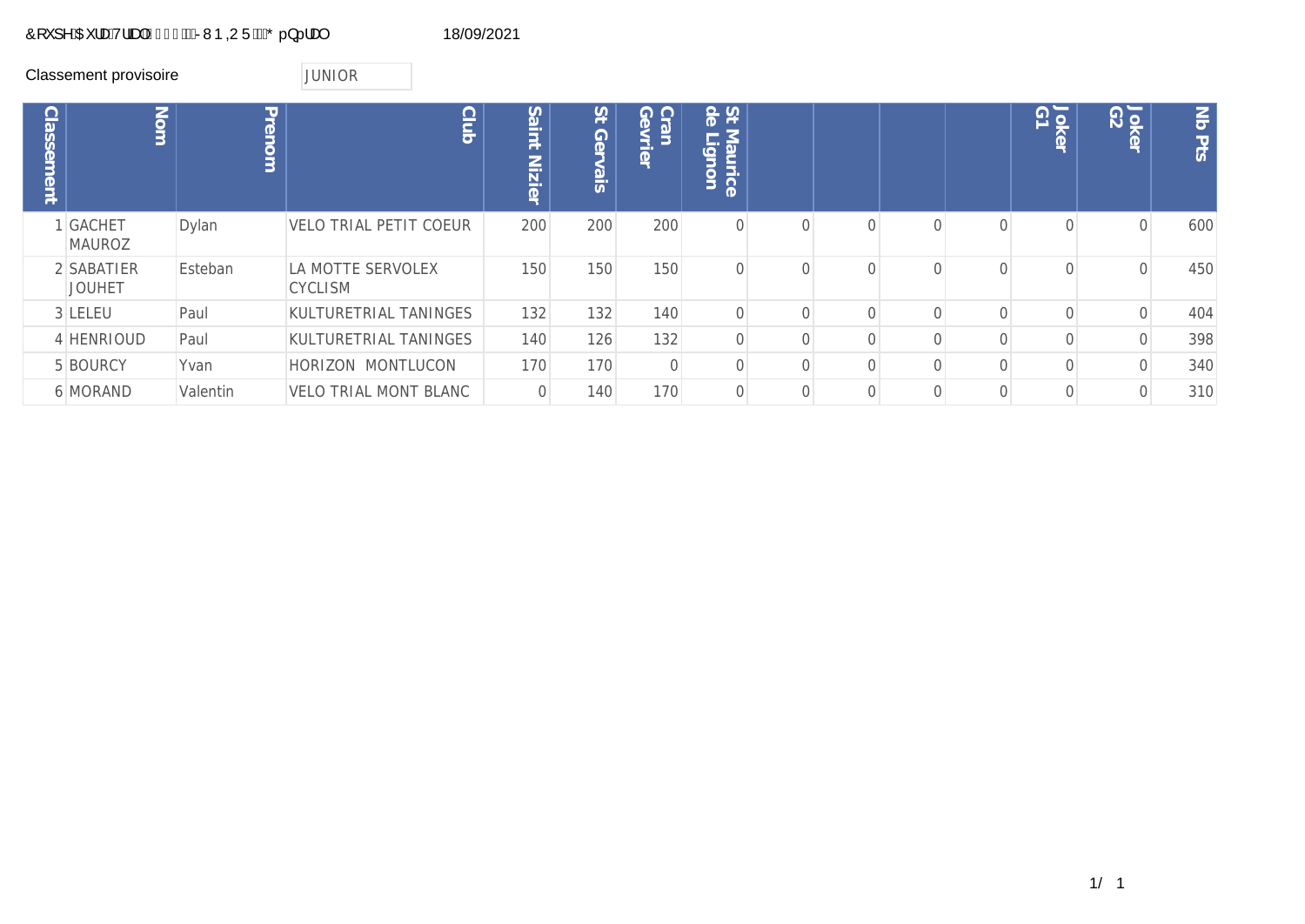&RXSH $XUD 7UDO -81,25 * pQpUDO 18/09/2021

Classement provisoire JUNIOR

| Classement | Nom | Prenom | Club | Saint Nizier | St Gervais | Cran Gevrier | St Maurice de Lignon | | | | | Joker G1 | Joker G2 | Nb Pts |
|---|---|---|---|---|---|---|---|---|---|---|---|---|---|---|
| 1 | GACHET MAUROZ | Dylan | VELO TRIAL PETIT COEUR | 200 | 200 | 200 | 0 | 0 | 0 | 0 | 0 | 0 | 0 | 600 |
| 2 | SABATIER JOUHET | Esteban | LA MOTTE SERVOLEX CYCLISM | 150 | 150 | 150 | 0 | 0 | 0 | 0 | 0 | 0 | 0 | 450 |
| 3 | LELEU | Paul | KULTURETRIAL TANINGES | 132 | 132 | 140 | 0 | 0 | 0 | 0 | 0 | 0 | 0 | 404 |
| 4 | HENRIOUD | Paul | KULTURETRIAL TANINGES | 140 | 126 | 132 | 0 | 0 | 0 | 0 | 0 | 0 | 0 | 398 |
| 5 | BOURCY | Yvan | HORIZON MONTLUCON | 170 | 170 | 0 | 0 | 0 | 0 | 0 | 0 | 0 | 0 | 340 |
| 6 | MORAND | Valentin | VELO TRIAL MONT BLANC | 0 | 140 | 170 | 0 | 0 | 0 | 0 | 0 | 0 | 0 | 310 |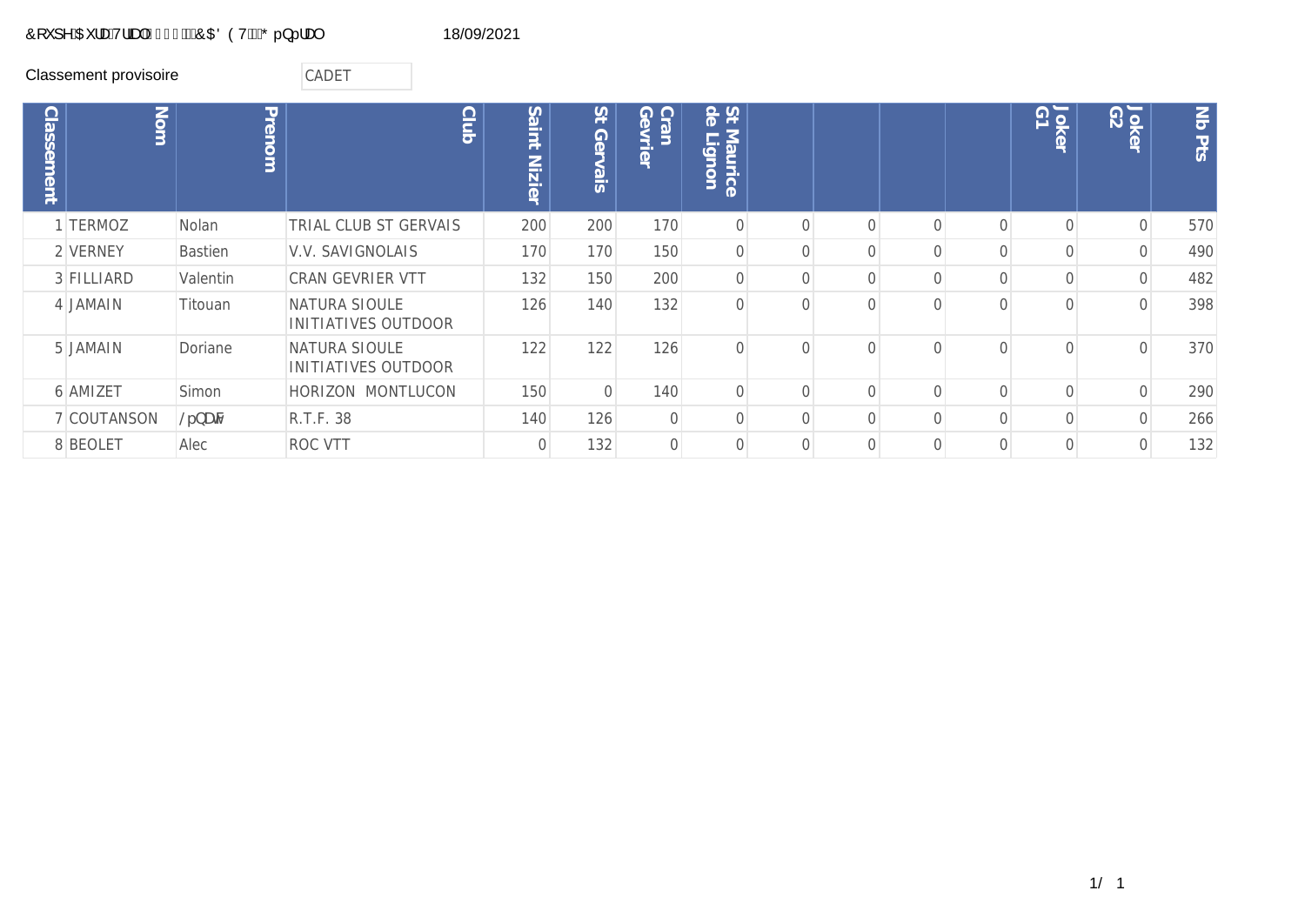Classement provisoire CADET

| Classement | Nom | Prenom | Club | Saint Nizier | St Gervais | Cran Gevrier | St Maurice de Lignon | | | | | Joker G1 | Joker G2 | Nb Pts |
|---|---|---|---|---|---|---|---|---|---|---|---|---|---|---|
| 1 | TERMOZ | Nolan | TRIAL CLUB ST GERVAIS | 200 | 200 | 170 | 0 | 0 | 0 | 0 | 0 | 0 | 0 | 570 |
| 2 | VERNEY | Bastien | V.V. SAVIGNOLAIS | 170 | 170 | 150 | 0 | 0 | 0 | 0 | 0 | 0 | 0 | 490 |
| 3 | FILLIARD | Valentin | CRAN GEVRIER VTT | 132 | 150 | 200 | 0 | 0 | 0 | 0 | 0 | 0 | 0 | 482 |
| 4 | JAMAIN | Titouan | NATURA SIOULE INITIATIVES OUTDOOR | 126 | 140 | 132 | 0 | 0 | 0 | 0 | 0 | 0 | 0 | 398 |
| 5 | JAMAIN | Doriane | NATURA SIOULE INITIATIVES OUTDOOR | 122 | 122 | 126 | 0 | 0 | 0 | 0 | 0 | 0 | 0 | 370 |
| 6 | AMIZET | Simon | HORIZON MONTLUCON | 150 | 0 | 140 | 0 | 0 | 0 | 0 | 0 | 0 | 0 | 290 |
| 7 | COUTANSON | Lénaïc | R.T.F. 38 | 140 | 126 | 0 | 0 | 0 | 0 | 0 | 0 | 0 | 0 | 266 |
| 8 | BEOLET | Alec | ROC VTT | 0 | 132 | 0 | 0 | 0 | 0 | 0 | 0 | 0 | 0 | 132 |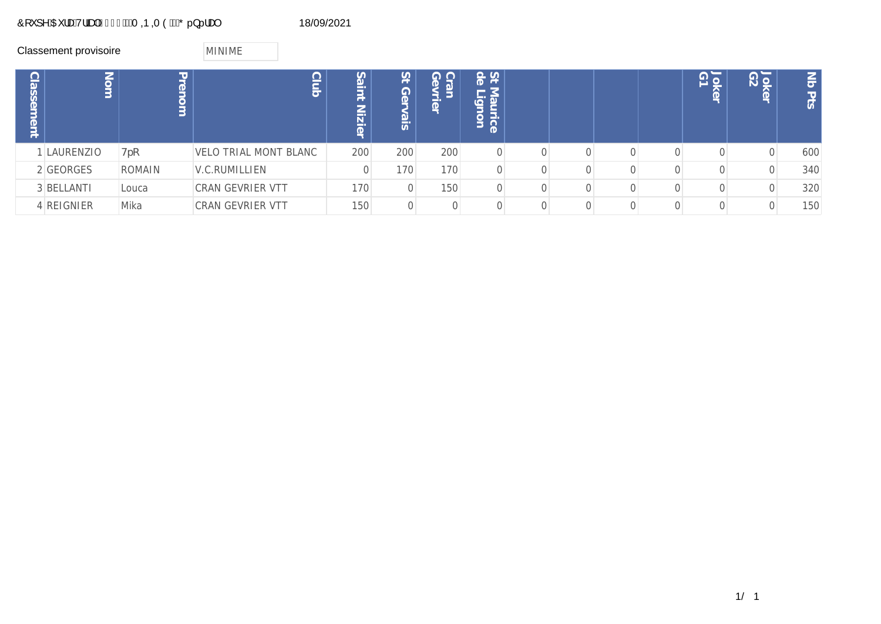&RXSH$XUD7UDO0,1,0 (* pQpUDO 18/09/2021

Classement provisoire MINIME

| Classement | Nom | Prenom | Club | Saint Nizier | St Gervais | Cran Gevrier | St Maurice de Lignon | | | | | Joker G1 | Joker G2 | Nb Pts |
|---|---|---|---|---|---|---|---|---|---|---|---|---|---|---|
| 1 | LAURENZIO | 7pR | VELO TRIAL MONT BLANC | 200 | 200 | 200 | 0 | 0 | 0 | 0 | 0 | 0 | 0 | 600 |
| 2 | GEORGES | ROMAIN | V.C.RUMILLIEN | 0 | 170 | 170 | 0 | 0 | 0 | 0 | 0 | 0 | 0 | 340 |
| 3 | BELLANTI | Louca | CRAN GEVRIER VTT | 170 | 0 | 150 | 0 | 0 | 0 | 0 | 0 | 0 | 0 | 320 |
| 4 | REIGNIER | Mika | CRAN GEVRIER VTT | 150 | 0 | 0 | 0 | 0 | 0 | 0 | 0 | 0 | 0 | 150 |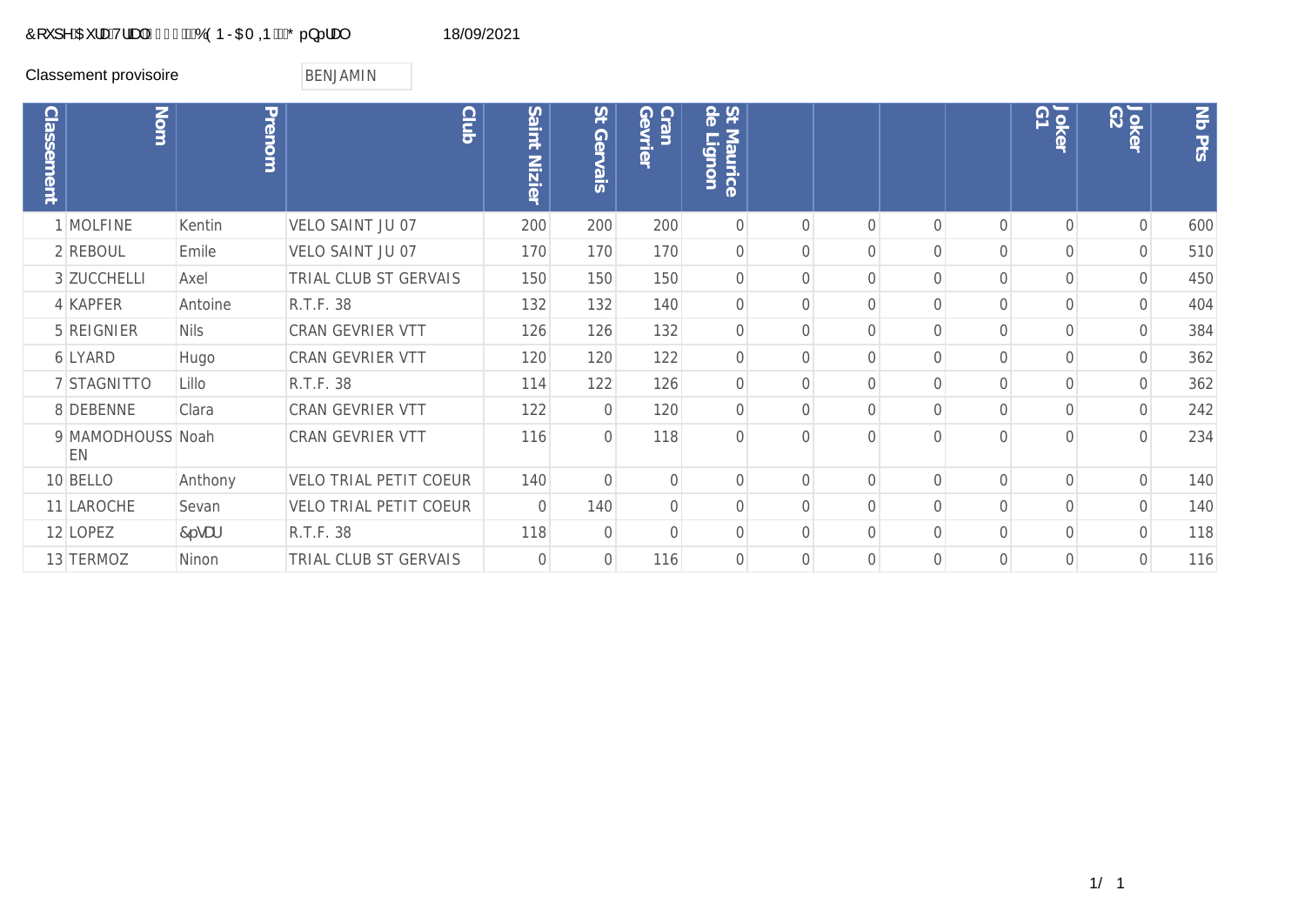18/09/2021

Classement provisoire — BENJAMIN

| Classement | Nom | Prenom | Club | Saint Nizier | St Gervais | Cran Gevrier | St Maurice de Lignon | | | | | Joker G1 | Joker G2 | Nb Pts |
|---|---|---|---|---|---|---|---|---|---|---|---|---|---|---|
| 1 | MOLFINE | Kentin | VELO SAINT JU 07 | 200 | 200 | 200 | 0 | 0 | 0 | 0 | 0 | 0 | 0 | 600 |
| 2 | REBOUL | Emile | VELO SAINT JU 07 | 170 | 170 | 170 | 0 | 0 | 0 | 0 | 0 | 0 | 0 | 510 |
| 3 | ZUCCHELLI | Axel | TRIAL CLUB ST GERVAIS | 150 | 150 | 150 | 0 | 0 | 0 | 0 | 0 | 0 | 0 | 450 |
| 4 | KAPFER | Antoine | R.T.F. 38 | 132 | 132 | 140 | 0 | 0 | 0 | 0 | 0 | 0 | 0 | 404 |
| 5 | REIGNIER | Nils | CRAN GEVRIER VTT | 126 | 126 | 132 | 0 | 0 | 0 | 0 | 0 | 0 | 0 | 384 |
| 6 | LYARD | Hugo | CRAN GEVRIER VTT | 120 | 120 | 122 | 0 | 0 | 0 | 0 | 0 | 0 | 0 | 362 |
| 7 | STAGNITTO | Lillo | R.T.F. 38 | 114 | 122 | 126 | 0 | 0 | 0 | 0 | 0 | 0 | 0 | 362 |
| 8 | DEBENNE | Clara | CRAN GEVRIER VTT | 122 | 0 | 120 | 0 | 0 | 0 | 0 | 0 | 0 | 0 | 242 |
| 9 | MAMODHOUSSEN | Noah | CRAN GEVRIER VTT | 116 | 0 | 118 | 0 | 0 | 0 | 0 | 0 | 0 | 0 | 234 |
| 10 | BELLO | Anthony | VELO TRIAL PETIT COEUR | 140 | 0 | 0 | 0 | 0 | 0 | 0 | 0 | 0 | 0 | 140 |
| 11 | LAROCHE | Sevan | VELO TRIAL PETIT COEUR | 0 | 140 | 0 | 0 | 0 | 0 | 0 | 0 | 0 | 0 | 140 |
| 12 | LOPEZ | César | R.T.F. 38 | 118 | 0 | 0 | 0 | 0 | 0 | 0 | 0 | 0 | 0 | 118 |
| 13 | TERMOZ | Ninon | TRIAL CLUB ST GERVAIS | 0 | 0 | 116 | 0 | 0 | 0 | 0 | 0 | 0 | 0 | 116 |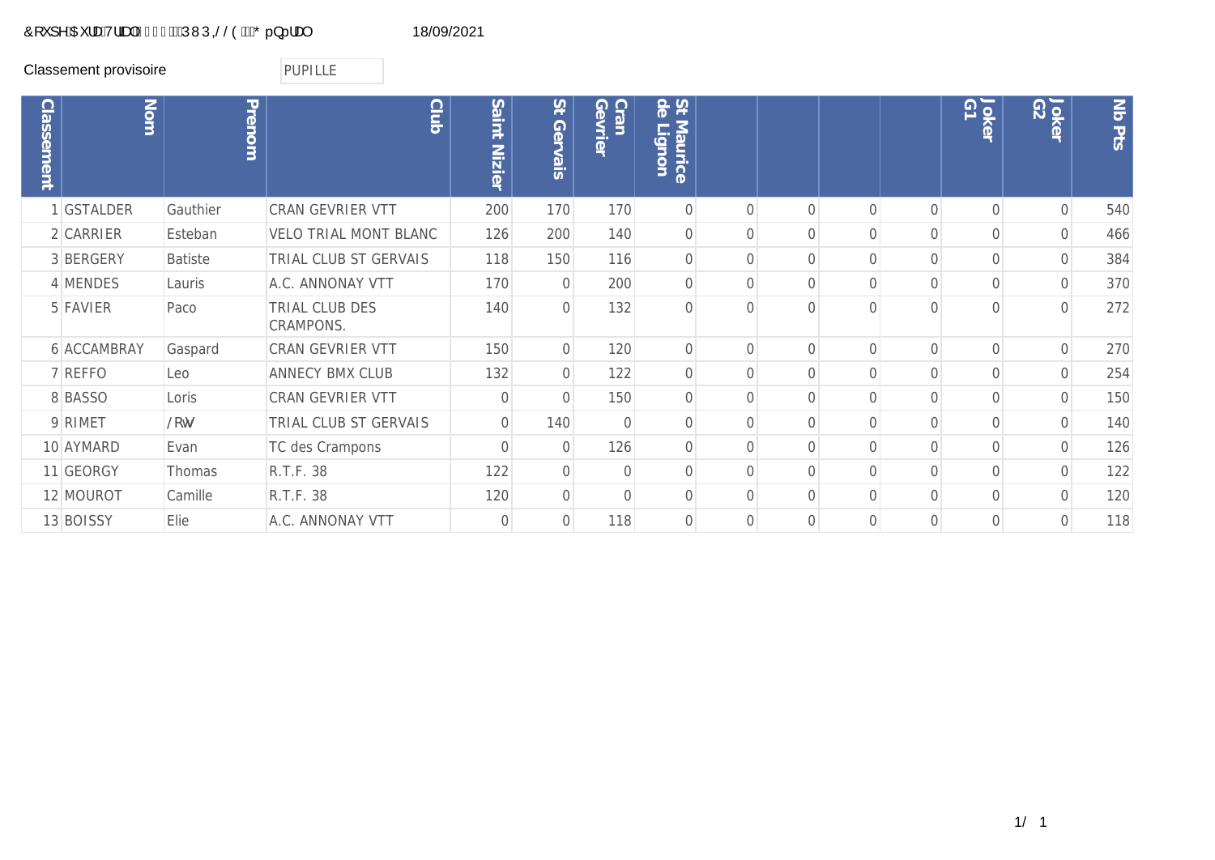&RXSH $XUD 7UDO     383,//(   * pQpUDO    18/09/2021

Classement provisoire    PUPILLE

| Classement | Nom | Prenom | Club | Saint Nizier | St Gervais | Cran Gevrier | St Maurice de Lignon | | | | | Joker G1 | Joker G2 | Nb Pts |
|---|---|---|---|---|---|---|---|---|---|---|---|---|---|---|
| 1 | GSTALDER | Gauthier | CRAN GEVRIER VTT | 200 | 170 | 170 | 0 | 0 | 0 | 0 | 0 | 0 | 0 | 540 |
| 2 | CARRIER | Esteban | VELO TRIAL MONT BLANC | 126 | 200 | 140 | 0 | 0 | 0 | 0 | 0 | 0 | 0 | 466 |
| 3 | BERGERY | Batiste | TRIAL CLUB ST GERVAIS | 118 | 150 | 116 | 0 | 0 | 0 | 0 | 0 | 0 | 0 | 384 |
| 4 | MENDES | Lauris | A.C. ANNONAY VTT | 170 | 0 | 200 | 0 | 0 | 0 | 0 | 0 | 0 | 0 | 370 |
| 5 | FAVIER | Paco | TRIAL CLUB DES CRAMPONS. | 140 | 0 | 132 | 0 | 0 | 0 | 0 | 0 | 0 | 0 | 272 |
| 6 | ACCAMBRAY | Gaspard | CRAN GEVRIER VTT | 150 | 0 | 120 | 0 | 0 | 0 | 0 | 0 | 0 | 0 | 270 |
| 7 | REFFO | Leo | ANNECY BMX CLUB | 132 | 0 | 122 | 0 | 0 | 0 | 0 | 0 | 0 | 0 | 254 |
| 8 | BASSO | Loris | CRAN GEVRIER VTT | 0 | 0 | 150 | 0 | 0 | 0 | 0 | 0 | 0 | 0 | 150 |
| 9 | RIMET | /RW | TRIAL CLUB ST GERVAIS | 0 | 140 | 0 | 0 | 0 | 0 | 0 | 0 | 0 | 0 | 140 |
| 10 | AYMARD | Evan | TC des Crampons | 0 | 0 | 126 | 0 | 0 | 0 | 0 | 0 | 0 | 0 | 126 |
| 11 | GEORGY | Thomas | R.T.F. 38 | 122 | 0 | 0 | 0 | 0 | 0 | 0 | 0 | 0 | 0 | 122 |
| 12 | MOUROT | Camille | R.T.F. 38 | 120 | 0 | 0 | 0 | 0 | 0 | 0 | 0 | 0 | 0 | 120 |
| 13 | BOISSY | Elie | A.C. ANNONAY VTT | 0 | 0 | 118 | 0 | 0 | 0 | 0 | 0 | 0 | 0 | 118 |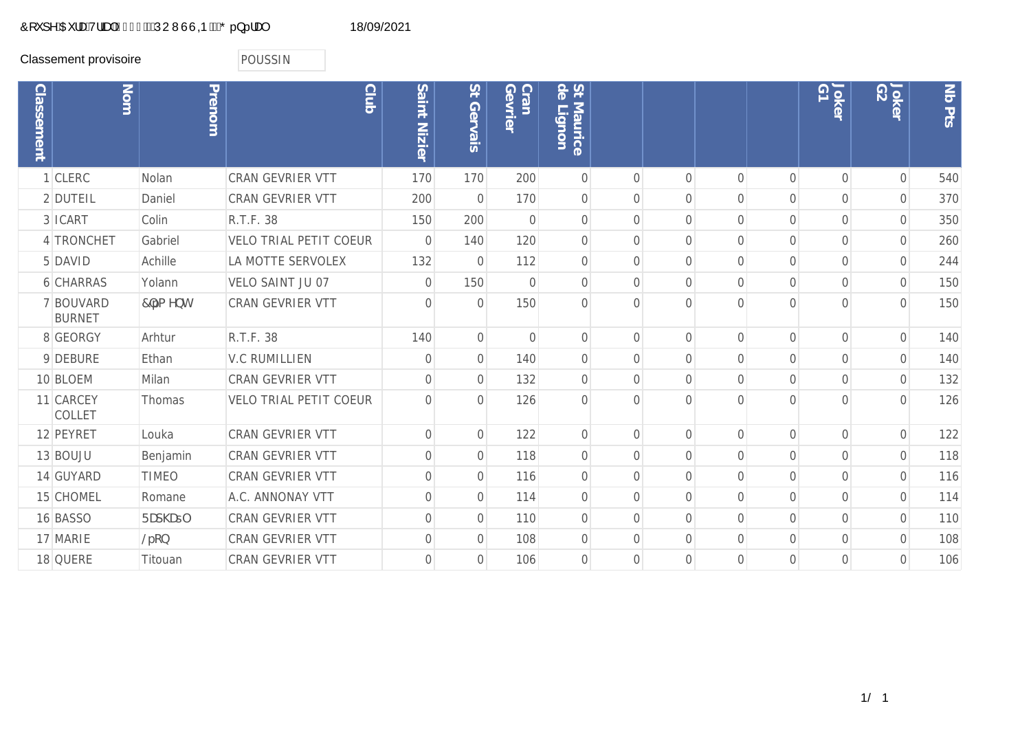Classement provisoire POUSSIN

| Classement | Nom | Prenom | Club | Saint Nizier | St Gervais | Cran Gevrier | St Maurice de Lignon | | | | | Joker G1 | Joker G2 | Nb Pts |
|---|---|---|---|---|---|---|---|---|---|---|---|---|---|---|
| 1 | CLERC | Nolan | CRAN GEVRIER VTT | 170 | 170 | 200 | 0 | 0 | 0 | 0 | 0 | 0 | 0 | 540 |
| 2 | DUTEIL | Daniel | CRAN GEVRIER VTT | 200 | 0 | 170 | 0 | 0 | 0 | 0 | 0 | 0 | 0 | 370 |
| 3 | ICART | Colin | R.T.F. 38 | 150 | 200 | 0 | 0 | 0 | 0 | 0 | 0 | 0 | 0 | 350 |
| 4 | TRONCHET | Gabriel | VELO TRIAL PETIT COEUR | 0 | 140 | 120 | 0 | 0 | 0 | 0 | 0 | 0 | 0 | 260 |
| 5 | DAVID | Achille | LA MOTTE SERVOLEX | 132 | 0 | 112 | 0 | 0 | 0 | 0 | 0 | 0 | 0 | 244 |
| 6 | CHARRAS | Yolann | VELO SAINT JU 07 | 0 | 150 | 0 | 0 | 0 | 0 | 0 | 0 | 0 | 0 | 150 |
| 7 | BOUVARD BURNET | Clément | CRAN GEVRIER VTT | 0 | 0 | 150 | 0 | 0 | 0 | 0 | 0 | 0 | 0 | 150 |
| 8 | GEORGY | Arhtur | R.T.F. 38 | 140 | 0 | 0 | 0 | 0 | 0 | 0 | 0 | 0 | 0 | 140 |
| 9 | DEBURE | Ethan | V.C RUMILLIEN | 0 | 0 | 140 | 0 | 0 | 0 | 0 | 0 | 0 | 0 | 140 |
| 10 | BLOEM | Milan | CRAN GEVRIER VTT | 0 | 0 | 132 | 0 | 0 | 0 | 0 | 0 | 0 | 0 | 132 |
| 11 | CARCEY COLLET | Thomas | VELO TRIAL PETIT COEUR | 0 | 0 | 126 | 0 | 0 | 0 | 0 | 0 | 0 | 0 | 126 |
| 12 | PEYRET | Louka | CRAN GEVRIER VTT | 0 | 0 | 122 | 0 | 0 | 0 | 0 | 0 | 0 | 0 | 122 |
| 13 | BOUJU | Benjamin | CRAN GEVRIER VTT | 0 | 0 | 118 | 0 | 0 | 0 | 0 | 0 | 0 | 0 | 118 |
| 14 | GUYARD | TIMEO | CRAN GEVRIER VTT | 0 | 0 | 116 | 0 | 0 | 0 | 0 | 0 | 0 | 0 | 116 |
| 15 | CHOMEL | Romane | A.C. ANNONAY VTT | 0 | 0 | 114 | 0 | 0 | 0 | 0 | 0 | 0 | 0 | 114 |
| 16 | BASSO | Raphaël | CRAN GEVRIER VTT | 0 | 0 | 110 | 0 | 0 | 0 | 0 | 0 | 0 | 0 | 110 |
| 17 | MARIE | Léon | CRAN GEVRIER VTT | 0 | 0 | 108 | 0 | 0 | 0 | 0 | 0 | 0 | 0 | 108 |
| 18 | QUERE | Titouan | CRAN GEVRIER VTT | 0 | 0 | 106 | 0 | 0 | 0 | 0 | 0 | 0 | 0 | 106 |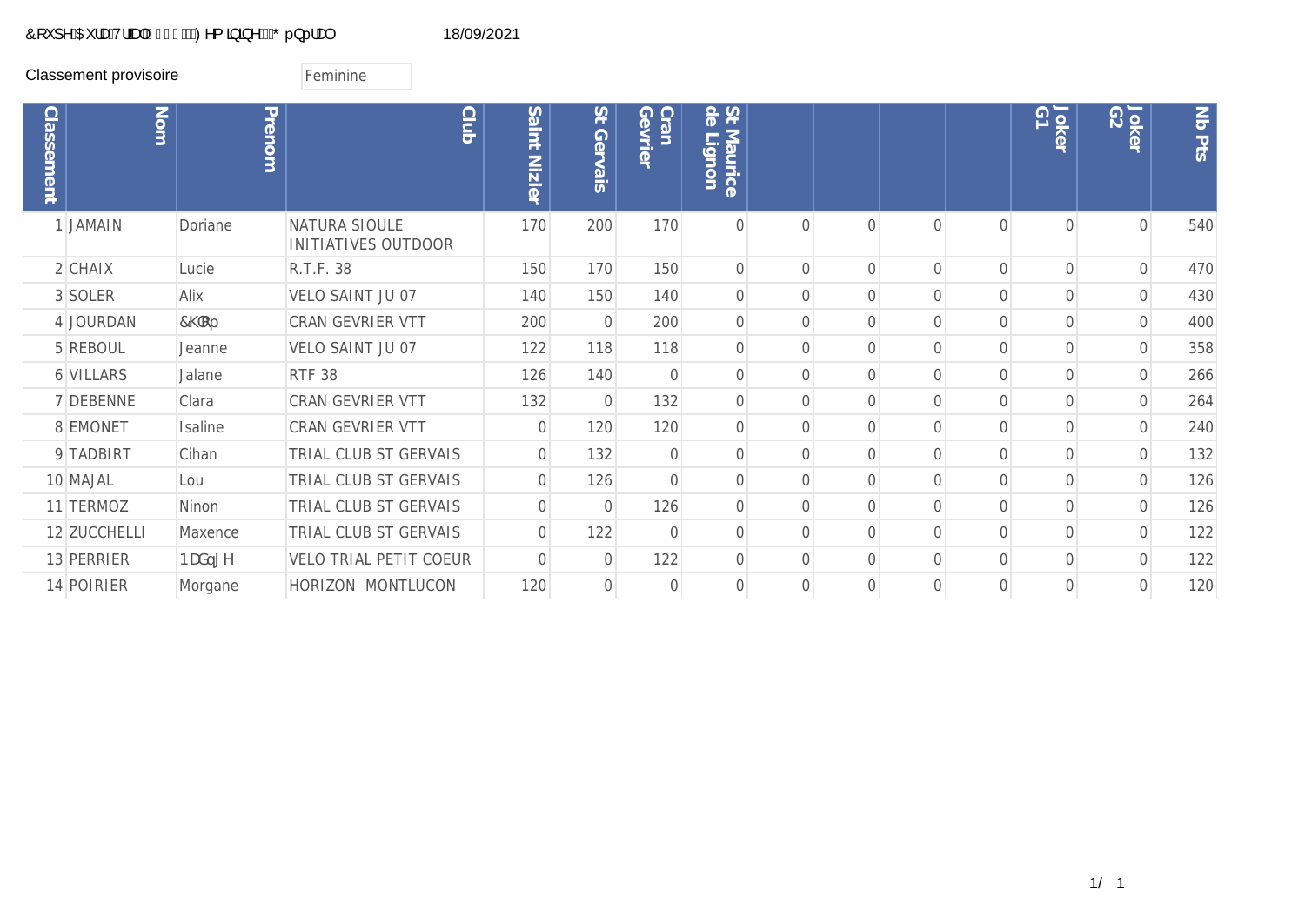&RXSH $XUD 7UDO ) HP LQLQH * pQpUDO 18/09/2021

Classement provisoire

Feminine

| Classement | Nom | Prenom | Club | Saint Nizier | St Gervais | Cran Gevrier | St Maurice de Lignon | | | | | Joker G1 | Joker G2 | Nb Pts |
|---|---|---|---|---|---|---|---|---|---|---|---|---|---|---|
| 1 | JAMAIN | Doriane | NATURA SIOULE INITIATIVES OUTDOOR | 170 | 200 | 170 | 0 | 0 | 0 | 0 | 0 | 0 | 0 | 540 |
| 2 | CHAIX | Lucie | R.T.F. 38 | 150 | 170 | 150 | 0 | 0 | 0 | 0 | 0 | 0 | 0 | 470 |
| 3 | SOLER | Alix | VELO SAINT JU 07 | 140 | 150 | 140 | 0 | 0 | 0 | 0 | 0 | 0 | 0 | 430 |
| 4 | JOURDAN | &KORp | CRAN GEVRIER VTT | 200 | 0 | 200 | 0 | 0 | 0 | 0 | 0 | 0 | 0 | 400 |
| 5 | REBOUL | Jeanne | VELO SAINT JU 07 | 122 | 118 | 118 | 0 | 0 | 0 | 0 | 0 | 0 | 0 | 358 |
| 6 | VILLARS | Jalane | RTF 38 | 126 | 140 | 0 | 0 | 0 | 0 | 0 | 0 | 0 | 0 | 266 |
| 7 | DEBENNE | Clara | CRAN GEVRIER VTT | 132 | 0 | 132 | 0 | 0 | 0 | 0 | 0 | 0 | 0 | 264 |
| 8 | EMONET | Isaline | CRAN GEVRIER VTT | 0 | 120 | 120 | 0 | 0 | 0 | 0 | 0 | 0 | 0 | 240 |
| 9 | TADBIRT | Cihan | TRIAL CLUB ST GERVAIS | 0 | 132 | 0 | 0 | 0 | 0 | 0 | 0 | 0 | 0 | 132 |
| 10 | MAJAL | Lou | TRIAL CLUB ST GERVAIS | 0 | 126 | 0 | 0 | 0 | 0 | 0 | 0 | 0 | 0 | 126 |
| 11 | TERMOZ | Ninon | TRIAL CLUB ST GERVAIS | 0 | 0 | 126 | 0 | 0 | 0 | 0 | 0 | 0 | 0 | 126 |
| 12 | ZUCCHELLI | Maxence | TRIAL CLUB ST GERVAIS | 0 | 122 | 0 | 0 | 0 | 0 | 0 | 0 | 0 | 0 | 122 |
| 13 | PERRIER | 1DGgJH | VELO TRIAL PETIT COEUR | 0 | 0 | 122 | 0 | 0 | 0 | 0 | 0 | 0 | 0 | 122 |
| 14 | POIRIER | Morgane | HORIZON MONTLUCON | 120 | 0 | 0 | 0 | 0 | 0 | 0 | 0 | 0 | 0 | 120 |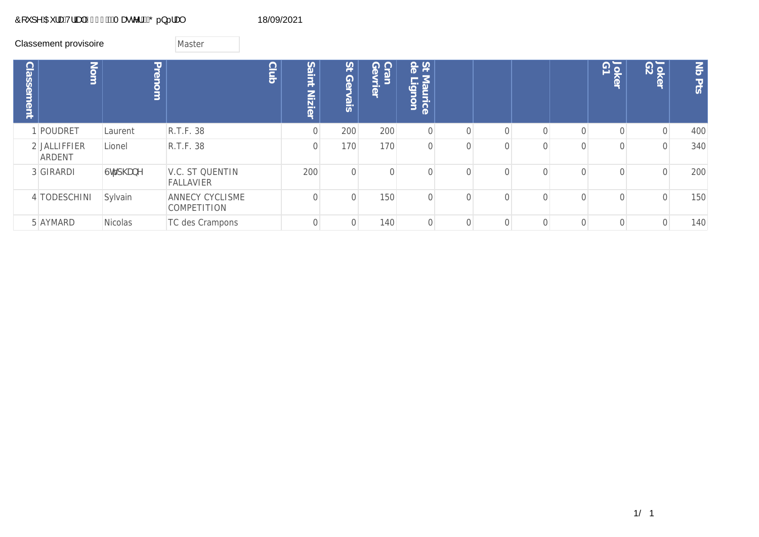Classement provisoire Master

| Classement | Nom | Prenom | Club | Saint Nizier | St Gervais | Cran Gevrier | St Maurice de Lignon | | | | | Joker G1 | Joker G2 | Nb Pts |
|---|---|---|---|---|---|---|---|---|---|---|---|---|---|---|
| 1 | POUDRET | Laurent | R.T.F. 38 | 0 | 200 | 200 | 0 | 0 | 0 | 0 | 0 | 0 | 0 | 400 |
| 2 | JALLIFFIER ARDENT | Lionel | R.T.F. 38 | 0 | 170 | 170 | 0 | 0 | 0 | 0 | 0 | 0 | 0 | 340 |
| 3 | GIRARDI | Stéphane | V.C. ST QUENTIN FALLAVIER | 200 | 0 | 0 | 0 | 0 | 0 | 0 | 0 | 0 | 0 | 200 |
| 4 | TODESCHINI | Sylvain | ANNECY CYCLISME COMPETITION | 0 | 0 | 150 | 0 | 0 | 0 | 0 | 0 | 0 | 0 | 150 |
| 5 | AYMARD | Nicolas | TC des Crampons | 0 | 0 | 140 | 0 | 0 | 0 | 0 | 0 | 0 | 0 | 140 |